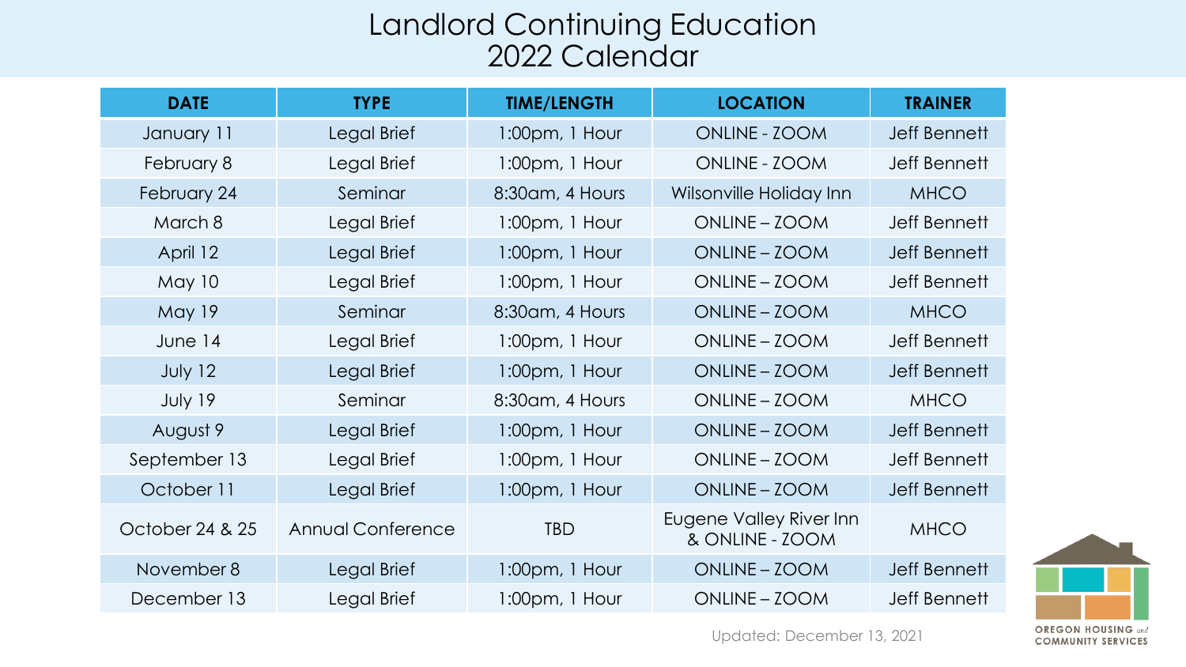# Landlord Continuing Education
## 2022 Calendar

| DATE | TYPE | TIME/LENGTH | LOCATION | TRAINER |
|---|---|---|---|---|
| January 11 | Legal Brief | 1:00pm, 1 Hour | ONLINE - ZOOM | Jeff Bennett |
| February 8 | Legal Brief | 1:00pm, 1 Hour | ONLINE - ZOOM | Jeff Bennett |
| February 24 | Seminar | 8:30am, 4 Hours | Wilsonville Holiday Inn | MHCO |
| March 8 | Legal Brief | 1:00pm, 1 Hour | ONLINE – ZOOM | Jeff Bennett |
| April 12 | Legal Brief | 1:00pm, 1 Hour | ONLINE – ZOOM | Jeff Bennett |
| May 10 | Legal Brief | 1:00pm, 1 Hour | ONLINE – ZOOM | Jeff Bennett |
| May 19 | Seminar | 8:30am, 4 Hours | ONLINE – ZOOM | MHCO |
| June 14 | Legal Brief | 1:00pm, 1 Hour | ONLINE – ZOOM | Jeff Bennett |
| July 12 | Legal Brief | 1:00pm, 1 Hour | ONLINE – ZOOM | Jeff Bennett |
| July 19 | Seminar | 8:30am, 4 Hours | ONLINE – ZOOM | MHCO |
| August 9 | Legal Brief | 1:00pm, 1 Hour | ONLINE – ZOOM | Jeff Bennett |
| September 13 | Legal Brief | 1:00pm, 1 Hour | ONLINE – ZOOM | Jeff Bennett |
| October 11 | Legal Brief | 1:00pm, 1 Hour | ONLINE – ZOOM | Jeff Bennett |
| October 24 & 25 | Annual Conference | TBD | Eugene Valley River Inn & ONLINE - ZOOM | MHCO |
| November 8 | Legal Brief | 1:00pm, 1 Hour | ONLINE – ZOOM | Jeff Bennett |
| December 13 | Legal Brief | 1:00pm, 1 Hour | ONLINE – ZOOM | Jeff Bennett |

Updated: December 13, 2021

OREGON HOUSING and COMMUNITY SERVICES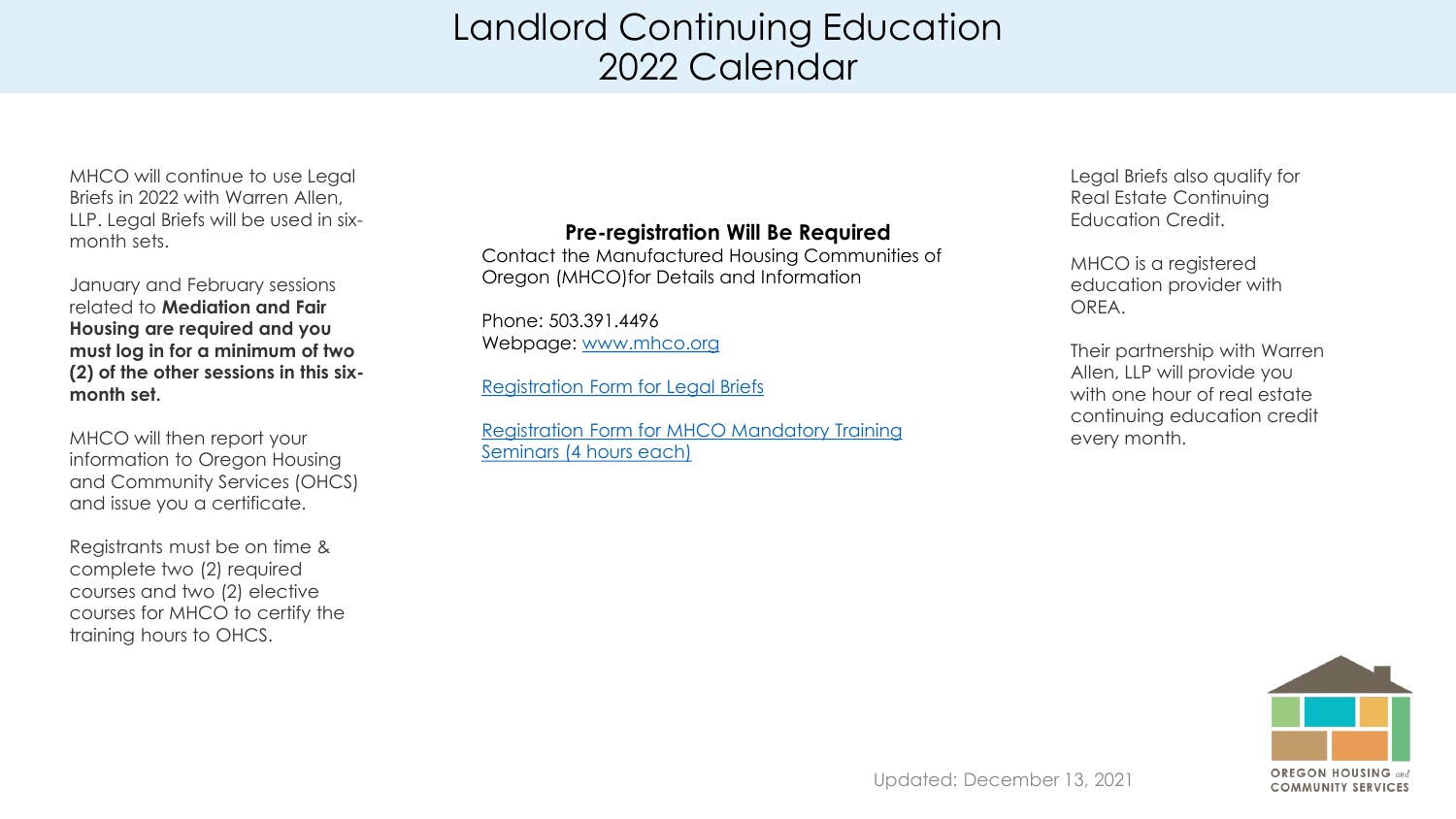# Landlord Continuing Education 2022 Calendar

MHCO will continue to use Legal Briefs in 2022 with Warren Allen, LLP. Legal Briefs will be used in six-month sets.

January and February sessions related to **Mediation and Fair Housing are required and you must log in for a minimum of two (2) of the other sessions in this six-month set.**

MHCO will then report your information to Oregon Housing and Community Services (OHCS) and issue you a certificate.

Registrants must be on time & complete two (2) required courses and two (2) elective courses for MHCO to certify the training hours to OHCS.

**Pre-registration Will Be Required**

Contact the Manufactured Housing Communities of Oregon (MHCO)for Details and Information

Phone: 503.391.4496

Webpage: www.mhco.org

Registration Form for Legal Briefs

Registration Form for MHCO Mandatory Training Seminars (4 hours each)

Legal Briefs also qualify for Real Estate Continuing Education Credit.

MHCO is a registered education provider with OREA.

Their partnership with Warren Allen, LLP will provide you with one hour of real estate continuing education credit every month.

Updated: December 13, 2021

OREGON HOUSING and COMMUNITY SERVICES